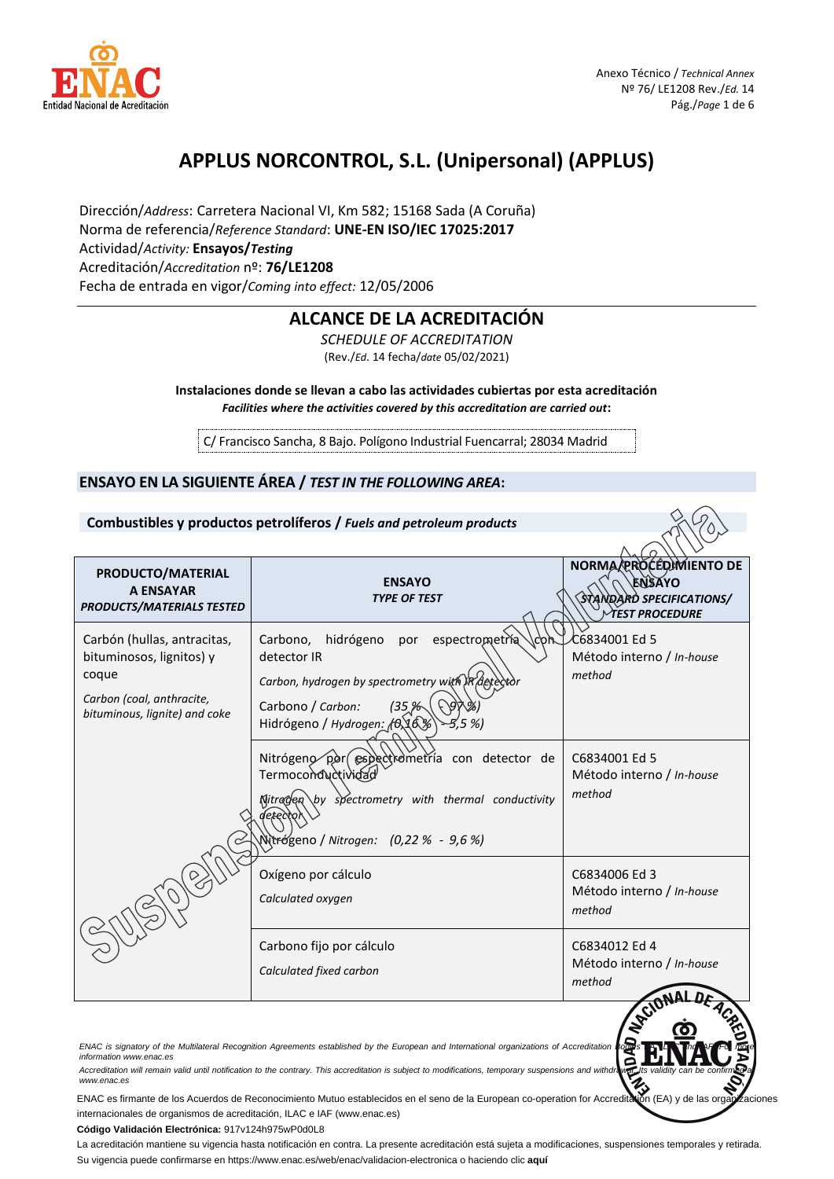Anexo Técnico / *Technical Annex*
Nº 76/ LE1208 Rev./*Ed.* 14

# APPLUS NORCONTROL, S.L. (Unipersonal) (APPLUS)

Dirección/*Address*: Carretera Nacional VI, Km 582; 15168 Sada (A Coruña)
Norma de referencia/*Reference Standard*: **UNE-EN ISO/IEC 17025:2017**
Actividad/*Activity:* **Ensayos/*Testing***
Acreditación/*Accreditation* nº: **76/LE1208**
Fecha de entrada en vigor/*Coming into effect:* 12/05/2006

## ALCANCE DE LA ACREDITACIÓN

*SCHEDULE OF ACCREDITATION*

(Rev./*Ed.* 14 fecha/*date* 05/02/2021)

**Instalaciones donde se llevan a cabo las actividades cubiertas por esta acreditación**
***Facilities where the activities covered by this accreditation are carried out*:**

C/ Francisco Sancha, 8 Bajo. Polígono Industrial Fuencarral; 28034 Madrid

## ENSAYO EN LA SIGUIENTE ÁREA / *TEST IN THE FOLLOWING AREA*:

### Combustibles y productos petrolíferos / *Fuels and petroleum products*

Suspensión Temporal Voluntaria

| PRODUCTO/MATERIAL A ENSAYAR *PRODUCTS/MATERIALS TESTED* | ENSAYO *TYPE OF TEST* | NORMA/PROCEDIMIENTO DE ENSAYO *STANDARD SPECIFICATIONS/ TEST PROCEDURE* |
|---|---|---|
| Carbón (hullas, antracitas, bituminosos, lignitos) y coque<br>*Carbon (coal, anthracite, bituminous, lignite) and coke* | Carbono, hidrógeno por espectrometría con detector IR<br>*Carbon, hydrogen by spectrometry with IR detector*<br>Carbono / *Carbon: (35 % - 97 %)*<br>Hidrógeno / *Hydrogen: (0,16 % - 5,5 %)* | C6834001 Ed 5<br>Método interno / *In-house method* |
| | Nitrógeno por espectrometría con detector de Termoconductividad<br>*Nitrogen by spectrometry with thermal conductivity detector*<br>Nitrógeno / *Nitrogen: (0,22 % - 9,6 %)* | C6834001 Ed 5<br>Método interno / *In-house method* |
| | Oxígeno por cálculo<br>*Calculated oxygen* | C6834006 Ed 3<br>Método interno / *In-house method* |
| | Carbono fijo por cálculo<br>*Calculated fixed carbon* | C6834012 Ed 4<br>Método interno / *In-house method* |

*ENAC is signatory of the Multilateral Recognition Agreements established by the European and International organizations of Accreditation Bodies EA, ILAC and IAF. For more information www.enac.es*
*Accreditation will remain valid until notification to the contrary. This accreditation is subject to modifications, temporary suspensions and withdrawal. Its validity can be confirmed at www.enac.es*

ENAC es firmante de los Acuerdos de Reconocimiento Mutuo establecidos en el seno de la European co-operation for Accreditation (EA) y de las organizaciones internacionales de organismos de acreditación, ILAC e IAF (www.enac.es)

**Código Validación Electrónica:** 917v124h975wP0d0L8

La acreditación mantiene su vigencia hasta notificación en contra. La presente acreditación está sujeta a modificaciones, suspensiones temporales y retirada. Su vigencia puede confirmarse en https://www.enac.es/web/enac/validacion-electronica o haciendo clic **aquí**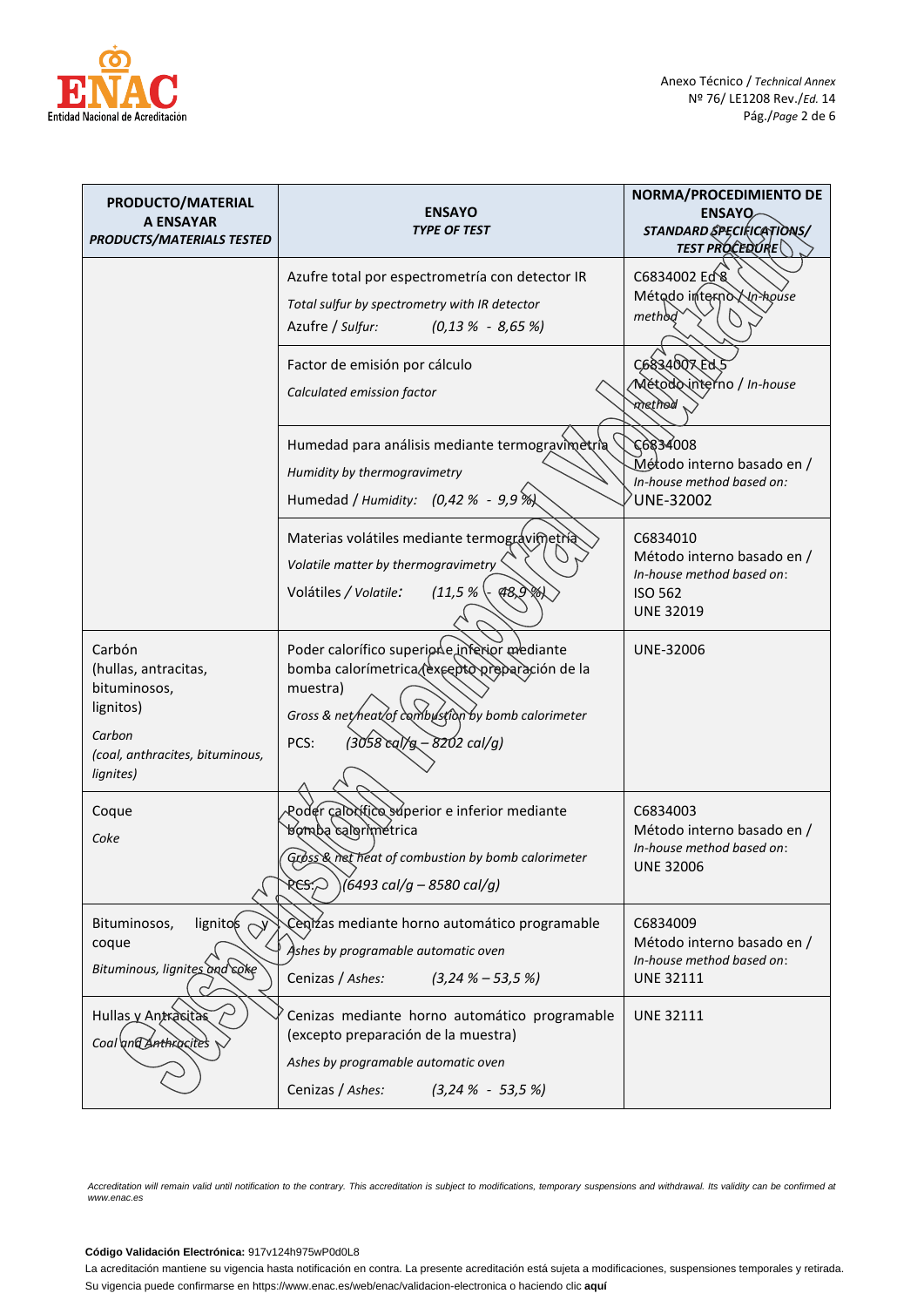| **PRODUCTO/MATERIAL A ENSAYAR** *PRODUCTS/MATERIALS TESTED* | **ENSAYO** *TYPE OF TEST* | **NORMA/PROCEDIMIENTO DE ENSAYO** *STANDARD SPECIFICATIONS/ TEST PROCEDURE* |
|---|---|---|
| | Azufre total por espectrometría con detector IR<br>*Total sulfur by spectrometry with IR detector*<br>Azufre / *Sulfur: (0,13 % - 8,65 %)* | C6834002 Ed 8<br>Método interno / *In-house method* |
| | Factor de emisión por cálculo<br>*Calculated emission factor* | C6834007 Ed 5<br>Método interno / *In-house method* |
| | Humedad para análisis mediante termogravimetría<br>*Humidity by thermogravimetry*<br>Humedad / *Humidity: (0,42 % - 9,9 %)* | C6834008<br>Método interno basado en / *In-house method based on:*<br>UNE-32002 |
| | Materias volátiles mediante termogravimetría<br>*Volatile matter by thermogravimetry*<br>Volátiles / *Volatile: (11,5 % - 48,9 %)* | C6834010<br>Método interno basado en / *In-house method based on:*<br>ISO 562<br>UNE 32019 |
| Carbón (hullas, antracitas, bituminosos, lignitos)<br>*Carbon (coal, anthracites, bituminous, lignites)* | Poder calorífico superior e inferior mediante bomba calorímetrica (excepto preparación de la muestra)<br>*Gross & net heat of combustion by bomb calorimeter*<br>PCS: *(3058 cal/g – 8202 cal/g)* | UNE-32006 |
| Coque<br>*Coke* | Poder calorífico superior e inferior mediante bomba calorímetrica<br>*Gross & net heat of combustion by bomb calorimeter*<br>PCS: *(6493 cal/g – 8580 cal/g)* | C6834003<br>Método interno basado en / *In-house method based on:*<br>UNE 32006 |
| Bituminosos, lignitos y coque<br>*Bituminous, lignites and coke* | Cenizas mediante horno automático programable<br>*Ashes by programable automatic oven*<br>Cenizas / *Ashes: (3,24 % – 53,5 %)* | C6834009<br>Método interno basado en / *In-house method based on:*<br>UNE 32111 |
| Hullas y Antracitas<br>*Coal and Anthracites* | Cenizas mediante horno automático programable (excepto preparación de la muestra)<br>*Ashes by programable automatic oven*<br>Cenizas / *Ashes: (3,24 % - 53,5 %)* | UNE 32111 |

*Accreditation will remain valid until notification to the contrary. This accreditation is subject to modifications, temporary suspensions and withdrawal. Its validity can be confirmed at www.enac.es*

**Código Validación Electrónica:** 917v124h975wP0d0L8

La acreditación mantiene su vigencia hasta notificación en contra. La presente acreditación está sujeta a modificaciones, suspensiones temporales y retirada. Su vigencia puede confirmarse en https://www.enac.es/web/enac/validacion-electronica o haciendo clic **aquí**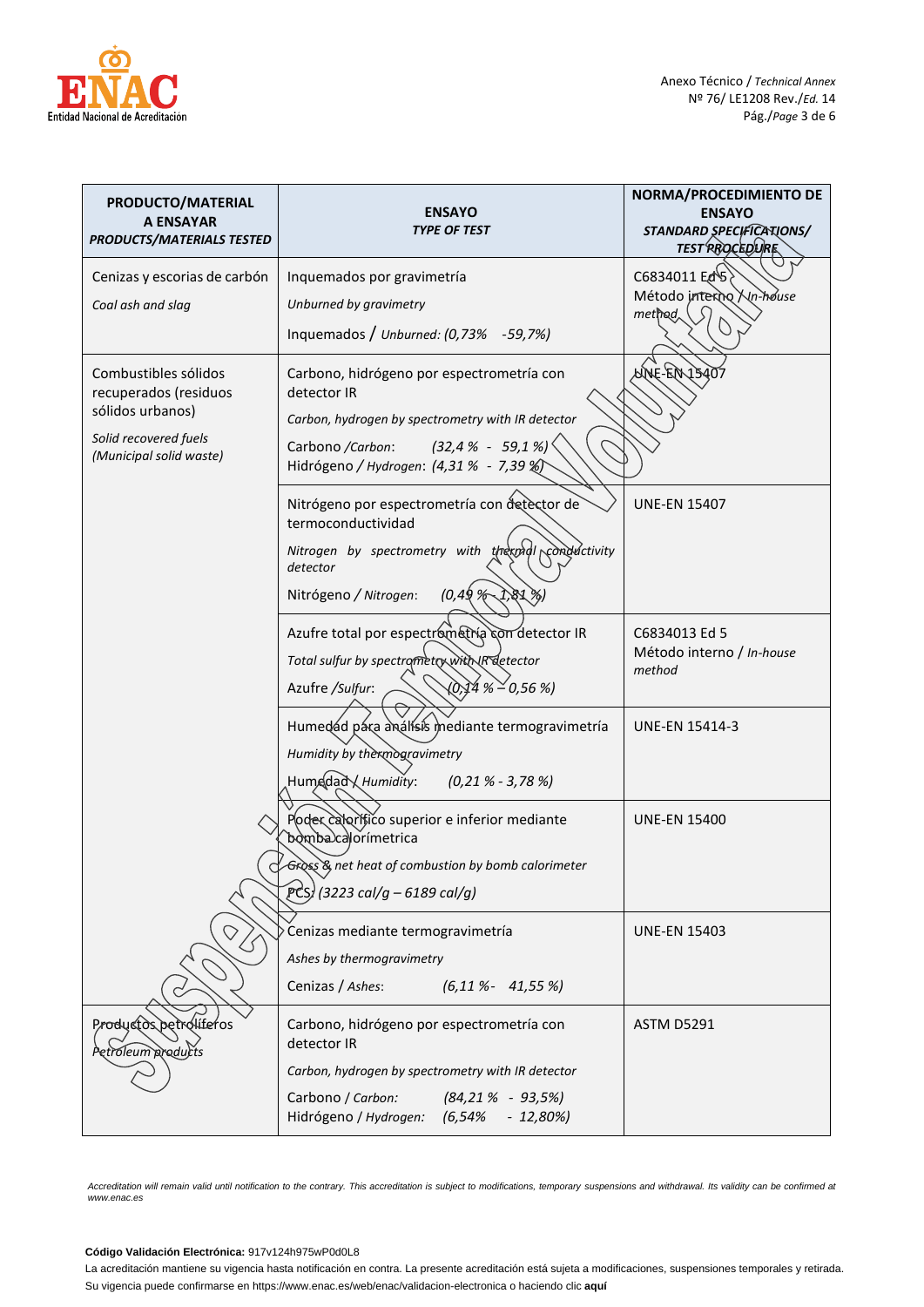| PRODUCTO/MATERIAL A ENSAYAR *PRODUCTS/MATERIALS TESTED* | ENSAYO *TYPE OF TEST* | NORMA/PROCEDIMIENTO DE ENSAYO *STANDARD SPECIFICATIONS/ TEST PROCEDURE* |
|---|---|---|
| Cenizas y escorias de carbón<br>*Coal ash and slag* | Inquemados por gravimetría<br>*Unburned by gravimetry*<br>Inquemados / *Unburned: (0,73% -59,7%)* | C6834011 Ed 5<br>Método interno / *In-house method* |
| Combustibles sólidos recuperados (residuos sólidos urbanos)<br>*Solid recovered fuels (Municipal solid waste)* | Carbono, hidrógeno por espectrometría con detector IR<br>*Carbon, hydrogen by spectrometry with IR detector*<br>Carbono /*Carbon*: *(32,4 % - 59,1 %)*<br>Hidrógeno / *Hydrogen*: *(4,31 % - 7,39 %)* | UNE-EN 15407 |
| | Nitrógeno por espectrometría con detector de termoconductividad<br>*Nitrogen by spectrometry with thermal conductivity detector*<br>Nitrógeno / *Nitrogen*: *(0,49 % - 1,81 %)* | UNE-EN 15407 |
| | Azufre total por espectrometría con detector IR<br>*Total sulfur by spectrometry with IR detector*<br>Azufre /*Sulfur*: *(0,14 % – 0,56 %)* | C6834013 Ed 5<br>Método interno / *In-house method* |
| | Humedad para análisis mediante termogravimetría<br>*Humidity by thermogravimetry*<br>Humedad / *Humidity*: *(0,21 % - 3,78 %)* | UNE-EN 15414-3 |
| | Poder calorífico superior e inferior mediante bomba calorímetrica<br>*Gross & net heat of combustion by bomb calorimeter*<br>PCS: *(3223 cal/g – 6189 cal/g)* | UNE-EN 15400 |
| | Cenizas mediante termogravimetría<br>*Ashes by thermogravimetry*<br>Cenizas / *Ashes*: *(6,11 %- 41,55 %)* | UNE-EN 15403 |
| Productos petrolíferos<br>*Petroleum products* | Carbono, hidrógeno por espectrometría con detector IR<br>*Carbon, hydrogen by spectrometry with IR detector*<br>Carbono / *Carbon*: *(84,21 % - 93,5%)*<br>Hidrógeno / *Hydrogen*: *(6,54% - 12,80%)* | ASTM D5291 |

*Accreditation will remain valid until notification to the contrary. This accreditation is subject to modifications, temporary suspensions and withdrawal. Its validity can be confirmed at www.enac.es*

**Código Validación Electrónica:** 917v124h975wP0d0L8

La acreditación mantiene su vigencia hasta notificación en contra. La presente acreditación está sujeta a modificaciones, suspensiones temporales y retirada. Su vigencia puede confirmarse en https://www.enac.es/web/enac/validacion-electronica o haciendo clic **aquí**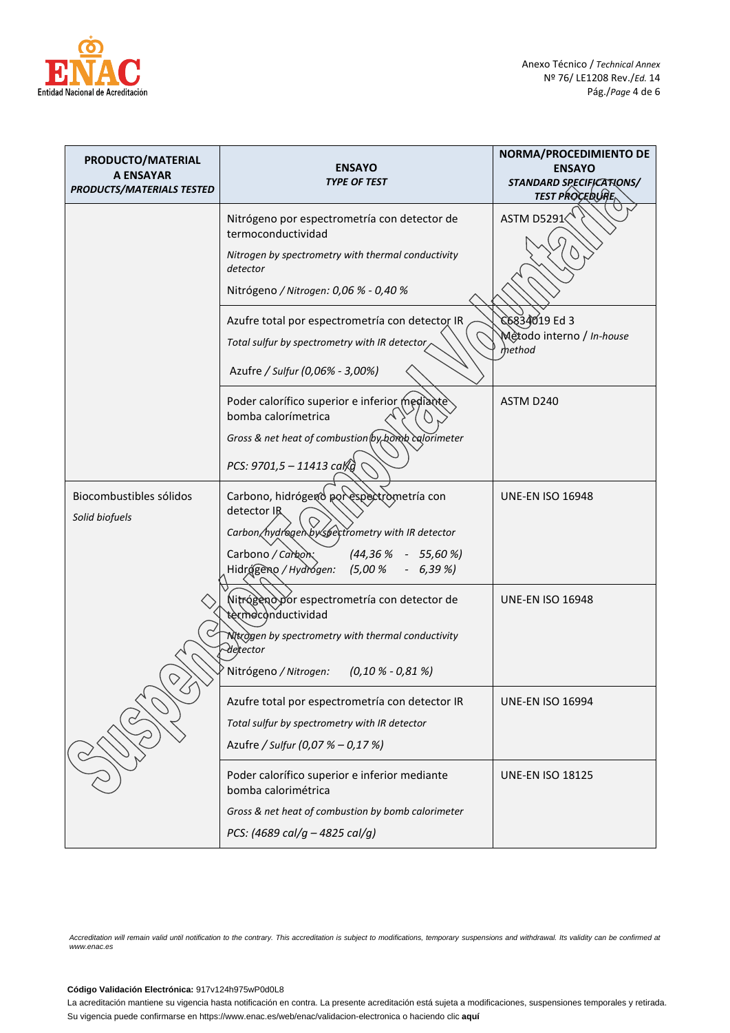| PRODUCTO/MATERIAL A ENSAYAR *PRODUCTS/MATERIALS TESTED* | ENSAYO *TYPE OF TEST* | NORMA/PROCEDIMIENTO DE ENSAYO *STANDARD SPECIFICATIONS/ TEST PROCEDURE* |
|---|---|---|
| | Nitrógeno por espectrometría con detector de termoconductividad<br>*Nitrogen by spectrometry with thermal conductivity detector*<br>Nitrógeno / *Nitrogen: 0,06 % - 0,40 %* | ASTM D5291 |
| | Azufre total por espectrometría con detector IR<br>*Total sulfur by spectrometry with IR detector*<br>Azufre / *Sulfur (0,06% - 3,00%)* | C6834019 Ed 3<br>Método interno / *In-house method* |
| | Poder calorífico superior e inferior mediante bomba calorímetrica<br>*Gross & net heat of combustion by bomb calorimeter*<br>*PCS: 9701,5 – 11413 cal/g* | ASTM D240 |
| Biocombustibles sólidos<br>*Solid biofuels* | Carbono, hidrógeno por espectrometría con detector IR<br>*Carbon, hydrogen by spectrometry with IR detector*<br>Carbono / *Carbon: (44,36 % - 55,60 %)*<br>Hidrógeno / *Hydrogen: (5,00 % - 6,39 %)* | UNE-EN ISO 16948 |
| | Nitrógeno por espectrometría con detector de termoconductividad<br>*Nitrogen by spectrometry with thermal conductivity detector*<br>Nitrógeno / *Nitrogen: (0,10 % - 0,81 %)* | UNE-EN ISO 16948 |
| | Azufre total por espectrometría con detector IR<br>*Total sulfur by spectrometry with IR detector*<br>Azufre / *Sulfur (0,07 % – 0,17 %)* | UNE-EN ISO 16994 |
| | Poder calorífico superior e inferior mediante bomba calorimétrica<br>*Gross & net heat of combustion by bomb calorimeter*<br>*PCS: (4689 cal/g – 4825 cal/g)* | UNE-EN ISO 18125 |

Suspensión Temporal Voluntaria

*Accreditation will remain valid until notification to the contrary. This accreditation is subject to modifications, temporary suspensions and withdrawal. Its validity can be confirmed at www.enac.es*

**Código Validación Electrónica:** 917v124h975wP0d0L8

La acreditación mantiene su vigencia hasta notificación en contra. La presente acreditación está sujeta a modificaciones, suspensiones temporales y retirada. Su vigencia puede confirmarse en https://www.enac.es/web/enac/validacion-electronica o haciendo clic **aquí**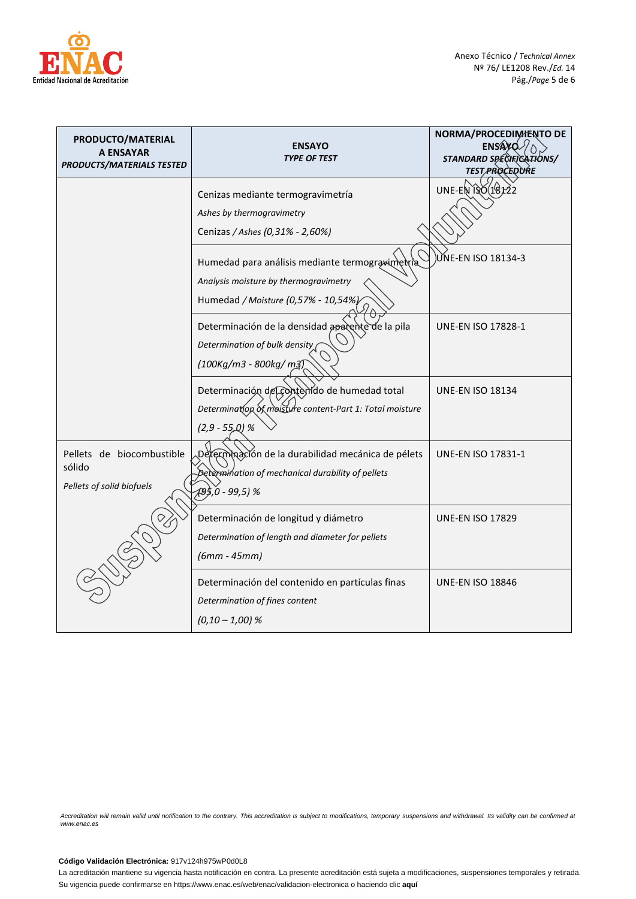| PRODUCTO/MATERIAL A ENSAYAR *PRODUCTS/MATERIALS TESTED* | ENSAYO *TYPE OF TEST* | NORMA/PROCEDIMIENTO DE ENSAYO *STANDARD SPECIFICATIONS/ TEST PROCEDURE* |
|---|---|---|
| | Cenizas mediante termogravimetría<br>*Ashes by thermogravimetry*<br>Cenizas / *Ashes (0,31% - 2,60%)* | UNE-EN ISO 18122 |
| | Humedad para análisis mediante termogravimetría<br>*Analysis moisture by thermogravimetry*<br>Humedad / *Moisture (0,57% - 10,54%)* | UNE-EN ISO 18134-3 |
| | Determinación de la densidad aparente de la pila<br>*Determination of bulk density*<br>*(100Kg/m3 - 800kg/ m3)* | UNE-EN ISO 17828-1 |
| | Determinación del contenido de humedad total<br>*Determination of moisture content-Part 1: Total moisture*<br>*(2,9 - 55,0) %* | UNE-EN ISO 18134 |
| Pellets de biocombustible sólido<br>*Pellets of solid biofuels* | Determinación de la durabilidad mecánica de pélets<br>*Determination of mechanical durability of pellets*<br>*(95,0 - 99,5) %* | UNE-EN ISO 17831-1 |
| | Determinación de longitud y diámetro<br>*Determination of length and diameter for pellets*<br>*(6mm - 45mm)* | UNE-EN ISO 17829 |
| | Determinación del contenido en partículas finas<br>*Determination of fines content*<br>*(0,10 – 1,00) %* | UNE-EN ISO 18846 |

Suspensión Temporal Voluntaria

*Accreditation will remain valid until notification to the contrary. This accreditation is subject to modifications, temporary suspensions and withdrawal. Its validity can be confirmed at www.enac.es*

**Código Validación Electrónica:** 917v124h975wP0d0L8

La acreditación mantiene su vigencia hasta notificación en contra. La presente acreditación está sujeta a modificaciones, suspensiones temporales y retirada. Su vigencia puede confirmarse en https://www.enac.es/web/enac/validacion-electronica o haciendo clic **aquí**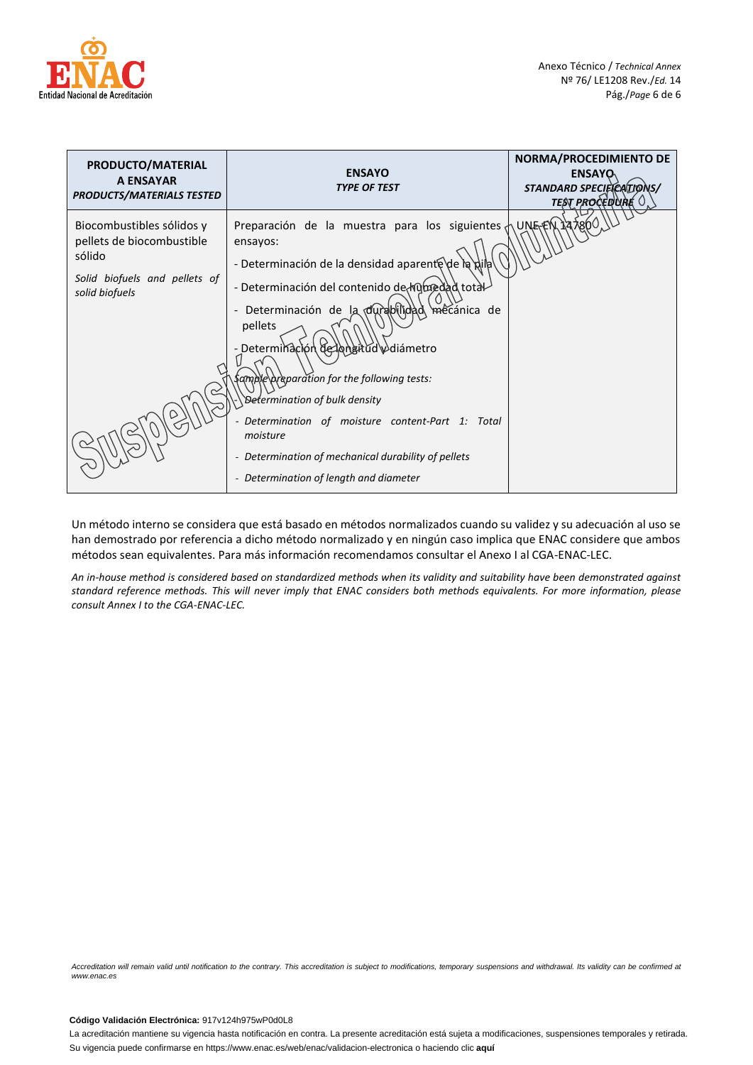| PRODUCTO/MATERIAL A ENSAYAR *PRODUCTS/MATERIALS TESTED* | ENSAYO *TYPE OF TEST* | NORMA/PROCEDIMIENTO DE ENSAYO *STANDARD SPECIFICATIONS/ TEST PROCEDURE* |
|---|---|---|
| Biocombustibles sólidos y pellets de biocombustible sólido<br><br>*Solid biofuels and pellets of solid biofuels* | Preparación de la muestra para los siguientes ensayos:<br>- Determinación de la densidad aparente de la pila<br>- Determinación del contenido de humedad total<br>- Determinación de la durabilidad mecánica de pellets<br>- Determinación de longitud y diámetro<br><br>*Sample preparation for the following tests:*<br>*- Determination of bulk density*<br>*- Determination of moisture content-Part 1: Total moisture*<br>*- Determination of mechanical durability of pellets*<br>*- Determination of length and diameter* | UNE-EN 14780 |

Suspensión Temporal Voluntaria

Un método interno se considera que está basado en métodos normalizados cuando su validez y su adecuación al uso se han demostrado por referencia a dicho método normalizado y en ningún caso implica que ENAC considere que ambos métodos sean equivalentes. Para más información recomendamos consultar el Anexo I al CGA-ENAC-LEC.

*An in-house method is considered based on standardized methods when its validity and suitability have been demonstrated against standard reference methods. This will never imply that ENAC considers both methods equivalents. For more information, please consult Annex I to the CGA-ENAC-LEC.*

*Accreditation will remain valid until notification to the contrary. This accreditation is subject to modifications, temporary suspensions and withdrawal. Its validity can be confirmed at www.enac.es*

**Código Validación Electrónica:** 917v124h975wP0d0L8

La acreditación mantiene su vigencia hasta notificación en contra. La presente acreditación está sujeta a modificaciones, suspensiones temporales y retirada. Su vigencia puede confirmarse en https://www.enac.es/web/enac/validacion-electronica o haciendo clic **aquí**